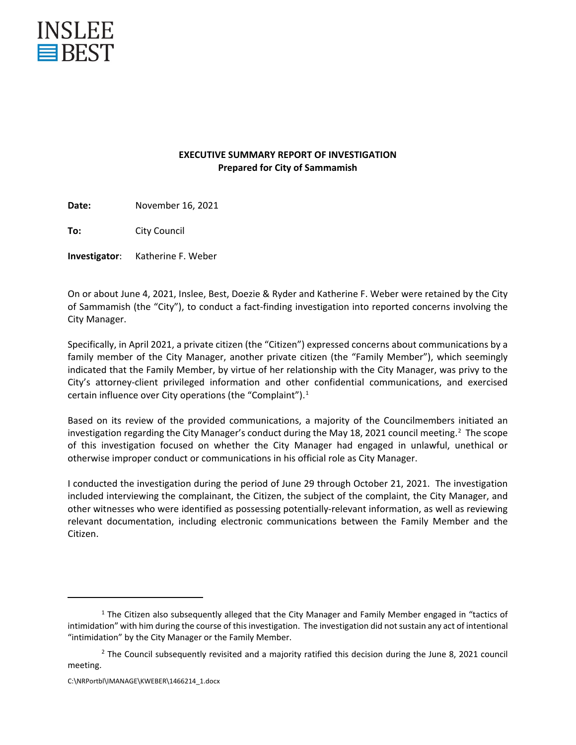INSLEE
BEST

**EXECUTIVE SUMMARY REPORT OF INVESTIGATION**
**Prepared for City of Sammamish**

**Date:** November 16, 2021

**To:** City Council

**Investigator**: Katherine F. Weber

On or about June 4, 2021, Inslee, Best, Doezie & Ryder and Katherine F. Weber were retained by the City of Sammamish (the "City"), to conduct a fact-finding investigation into reported concerns involving the City Manager.

Specifically, in April 2021, a private citizen (the "Citizen") expressed concerns about communications by a family member of the City Manager, another private citizen (the "Family Member"), which seemingly indicated that the Family Member, by virtue of her relationship with the City Manager, was privy to the City's attorney-client privileged information and other confidential communications, and exercised certain influence over City operations (the "Complaint").[1]

Based on its review of the provided communications, a majority of the Councilmembers initiated an investigation regarding the City Manager's conduct during the May 18, 2021 council meeting.[2] The scope of this investigation focused on whether the City Manager had engaged in unlawful, unethical or otherwise improper conduct or communications in his official role as City Manager.

I conducted the investigation during the period of June 29 through October 21, 2021. The investigation included interviewing the complainant, the Citizen, the subject of the complaint, the City Manager, and other witnesses who were identified as possessing potentially-relevant information, as well as reviewing relevant documentation, including electronic communications between the Family Member and the Citizen.

---

[1] The Citizen also subsequently alleged that the City Manager and Family Member engaged in "tactics of intimidation" with him during the course of this investigation. The investigation did not sustain any act of intentional "intimidation" by the City Manager or the Family Member.

[2] The Council subsequently revisited and a majority ratified this decision during the June 8, 2021 council meeting.

C:\NRPortbl\IMANAGE\KWEBER\1466214_1.docx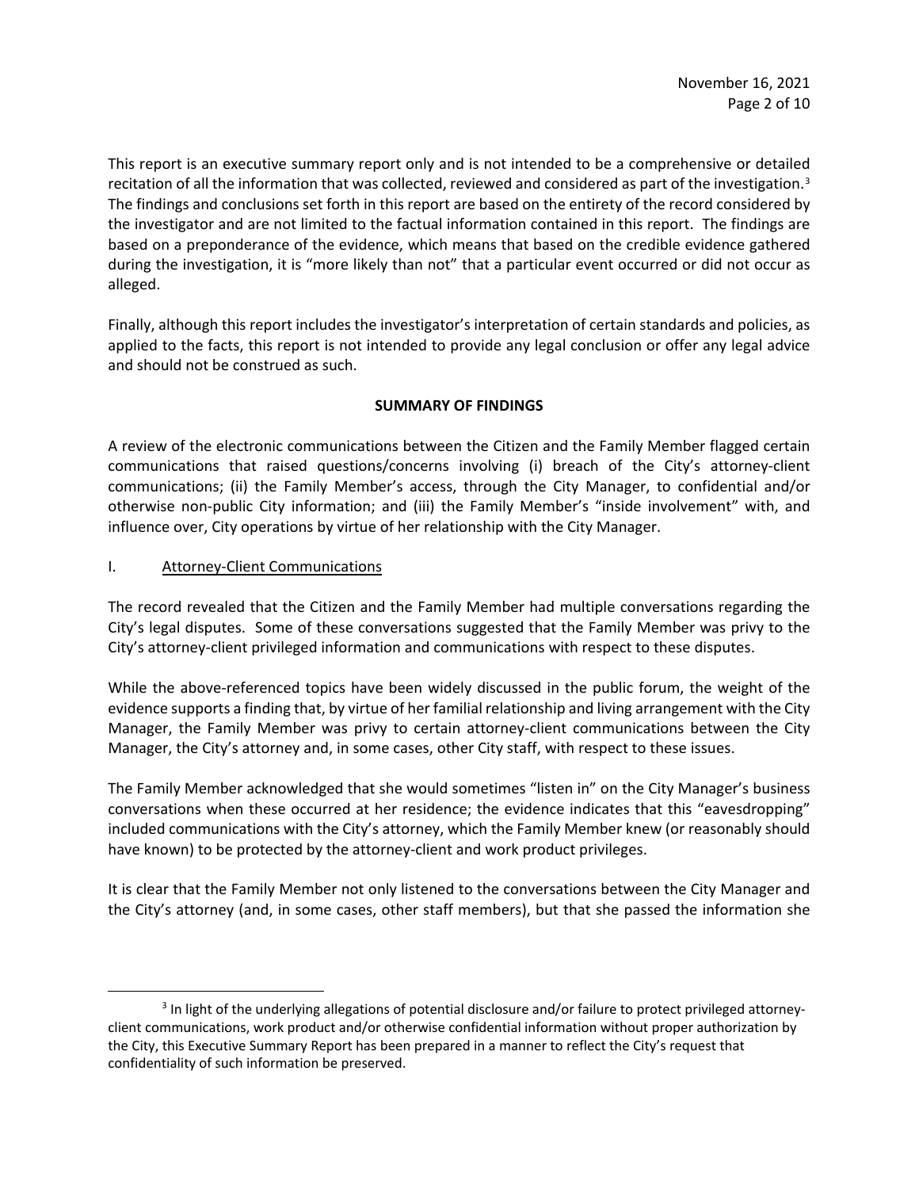This report is an executive summary report only and is not intended to be a comprehensive or detailed recitation of all the information that was collected, reviewed and considered as part of the investigation.[3] The findings and conclusions set forth in this report are based on the entirety of the record considered by the investigator and are not limited to the factual information contained in this report. The findings are based on a preponderance of the evidence, which means that based on the credible evidence gathered during the investigation, it is "more likely than not" that a particular event occurred or did not occur as alleged.

Finally, although this report includes the investigator's interpretation of certain standards and policies, as applied to the facts, this report is not intended to provide any legal conclusion or offer any legal advice and should not be construed as such.

## SUMMARY OF FINDINGS

A review of the electronic communications between the Citizen and the Family Member flagged certain communications that raised questions/concerns involving (i) breach of the City's attorney-client communications; (ii) the Family Member's access, through the City Manager, to confidential and/or otherwise non-public City information; and (iii) the Family Member's "inside involvement" with, and influence over, City operations by virtue of her relationship with the City Manager.

### I. Attorney-Client Communications

The record revealed that the Citizen and the Family Member had multiple conversations regarding the City's legal disputes. Some of these conversations suggested that the Family Member was privy to the City's attorney-client privileged information and communications with respect to these disputes.

While the above-referenced topics have been widely discussed in the public forum, the weight of the evidence supports a finding that, by virtue of her familial relationship and living arrangement with the City Manager, the Family Member was privy to certain attorney-client communications between the City Manager, the City's attorney and, in some cases, other City staff, with respect to these issues.

The Family Member acknowledged that she would sometimes "listen in" on the City Manager's business conversations when these occurred at her residence; the evidence indicates that this "eavesdropping" included communications with the City's attorney, which the Family Member knew (or reasonably should have known) to be protected by the attorney-client and work product privileges.

It is clear that the Family Member not only listened to the conversations between the City Manager and the City's attorney (and, in some cases, other staff members), but that she passed the information she

---

[3] In light of the underlying allegations of potential disclosure and/or failure to protect privileged attorney-client communications, work product and/or otherwise confidential information without proper authorization by the City, this Executive Summary Report has been prepared in a manner to reflect the City's request that confidentiality of such information be preserved.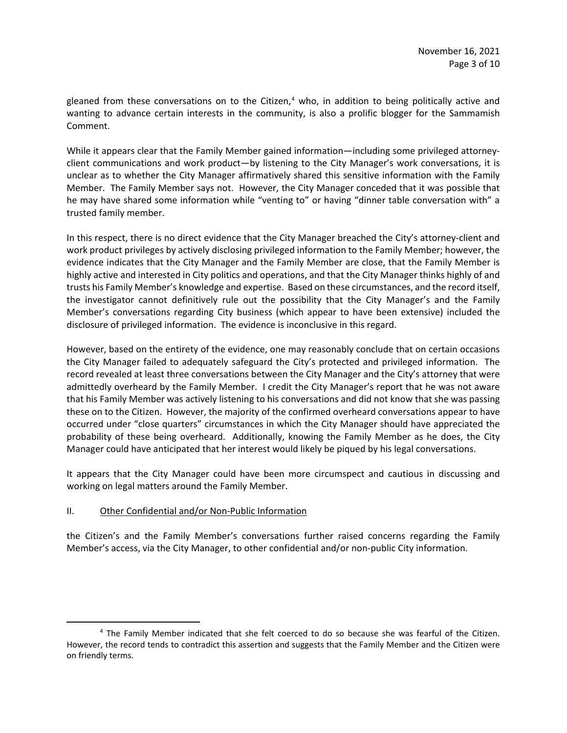gleaned from these conversations on to the Citizen,[4] who, in addition to being politically active and wanting to advance certain interests in the community, is also a prolific blogger for the Sammamish Comment.

While it appears clear that the Family Member gained information—including some privileged attorney-client communications and work product—by listening to the City Manager's work conversations, it is unclear as to whether the City Manager affirmatively shared this sensitive information with the Family Member. The Family Member says not. However, the City Manager conceded that it was possible that he may have shared some information while "venting to" or having "dinner table conversation with" a trusted family member.

In this respect, there is no direct evidence that the City Manager breached the City's attorney-client and work product privileges by actively disclosing privileged information to the Family Member; however, the evidence indicates that the City Manager and the Family Member are close, that the Family Member is highly active and interested in City politics and operations, and that the City Manager thinks highly of and trusts his Family Member's knowledge and expertise. Based on these circumstances, and the record itself, the investigator cannot definitively rule out the possibility that the City Manager's and the Family Member's conversations regarding City business (which appear to have been extensive) included the disclosure of privileged information. The evidence is inconclusive in this regard.

However, based on the entirety of the evidence, one may reasonably conclude that on certain occasions the City Manager failed to adequately safeguard the City's protected and privileged information. The record revealed at least three conversations between the City Manager and the City's attorney that were admittedly overheard by the Family Member. I credit the City Manager's report that he was not aware that his Family Member was actively listening to his conversations and did not know that she was passing these on to the Citizen. However, the majority of the confirmed overheard conversations appear to have occurred under "close quarters" circumstances in which the City Manager should have appreciated the probability of these being overheard. Additionally, knowing the Family Member as he does, the City Manager could have anticipated that her interest would likely be piqued by his legal conversations.

It appears that the City Manager could have been more circumspect and cautious in discussing and working on legal matters around the Family Member.

## II. Other Confidential and/or Non-Public Information

the Citizen's and the Family Member's conversations further raised concerns regarding the Family Member's access, via the City Manager, to other confidential and/or non-public City information.

[4] The Family Member indicated that she felt coerced to do so because she was fearful of the Citizen. However, the record tends to contradict this assertion and suggests that the Family Member and the Citizen were on friendly terms.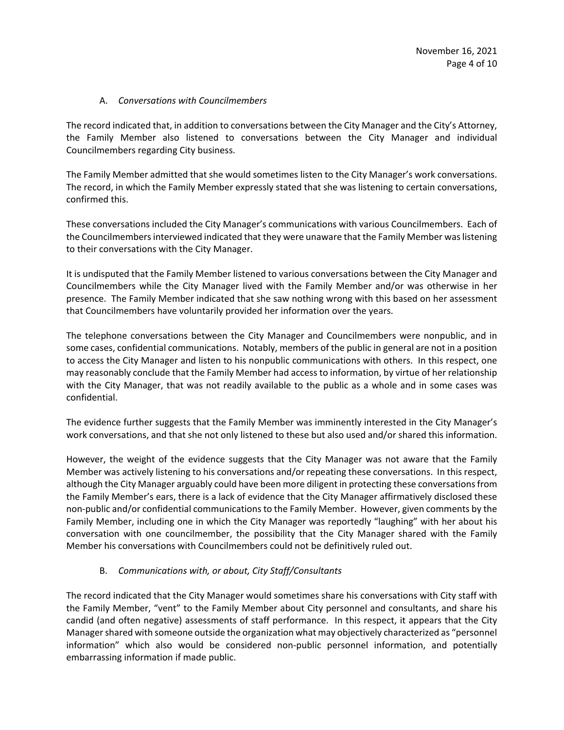### A. *Conversations with Councilmembers*

The record indicated that, in addition to conversations between the City Manager and the City's Attorney, the Family Member also listened to conversations between the City Manager and individual Councilmembers regarding City business.

The Family Member admitted that she would sometimes listen to the City Manager's work conversations. The record, in which the Family Member expressly stated that she was listening to certain conversations, confirmed this.

These conversations included the City Manager's communications with various Councilmembers. Each of the Councilmembers interviewed indicated that they were unaware that the Family Member was listening to their conversations with the City Manager.

It is undisputed that the Family Member listened to various conversations between the City Manager and Councilmembers while the City Manager lived with the Family Member and/or was otherwise in her presence. The Family Member indicated that she saw nothing wrong with this based on her assessment that Councilmembers have voluntarily provided her information over the years.

The telephone conversations between the City Manager and Councilmembers were nonpublic, and in some cases, confidential communications. Notably, members of the public in general are not in a position to access the City Manager and listen to his nonpublic communications with others. In this respect, one may reasonably conclude that the Family Member had access to information, by virtue of her relationship with the City Manager, that was not readily available to the public as a whole and in some cases was confidential.

The evidence further suggests that the Family Member was imminently interested in the City Manager's work conversations, and that she not only listened to these but also used and/or shared this information.

However, the weight of the evidence suggests that the City Manager was not aware that the Family Member was actively listening to his conversations and/or repeating these conversations. In this respect, although the City Manager arguably could have been more diligent in protecting these conversations from the Family Member's ears, there is a lack of evidence that the City Manager affirmatively disclosed these non-public and/or confidential communications to the Family Member. However, given comments by the Family Member, including one in which the City Manager was reportedly "laughing" with her about his conversation with one councilmember, the possibility that the City Manager shared with the Family Member his conversations with Councilmembers could not be definitively ruled out.

### B. *Communications with, or about, City Staff/Consultants*

The record indicated that the City Manager would sometimes share his conversations with City staff with the Family Member, "vent" to the Family Member about City personnel and consultants, and share his candid (and often negative) assessments of staff performance. In this respect, it appears that the City Manager shared with someone outside the organization what may objectively characterized as "personnel information" which also would be considered non-public personnel information, and potentially embarrassing information if made public.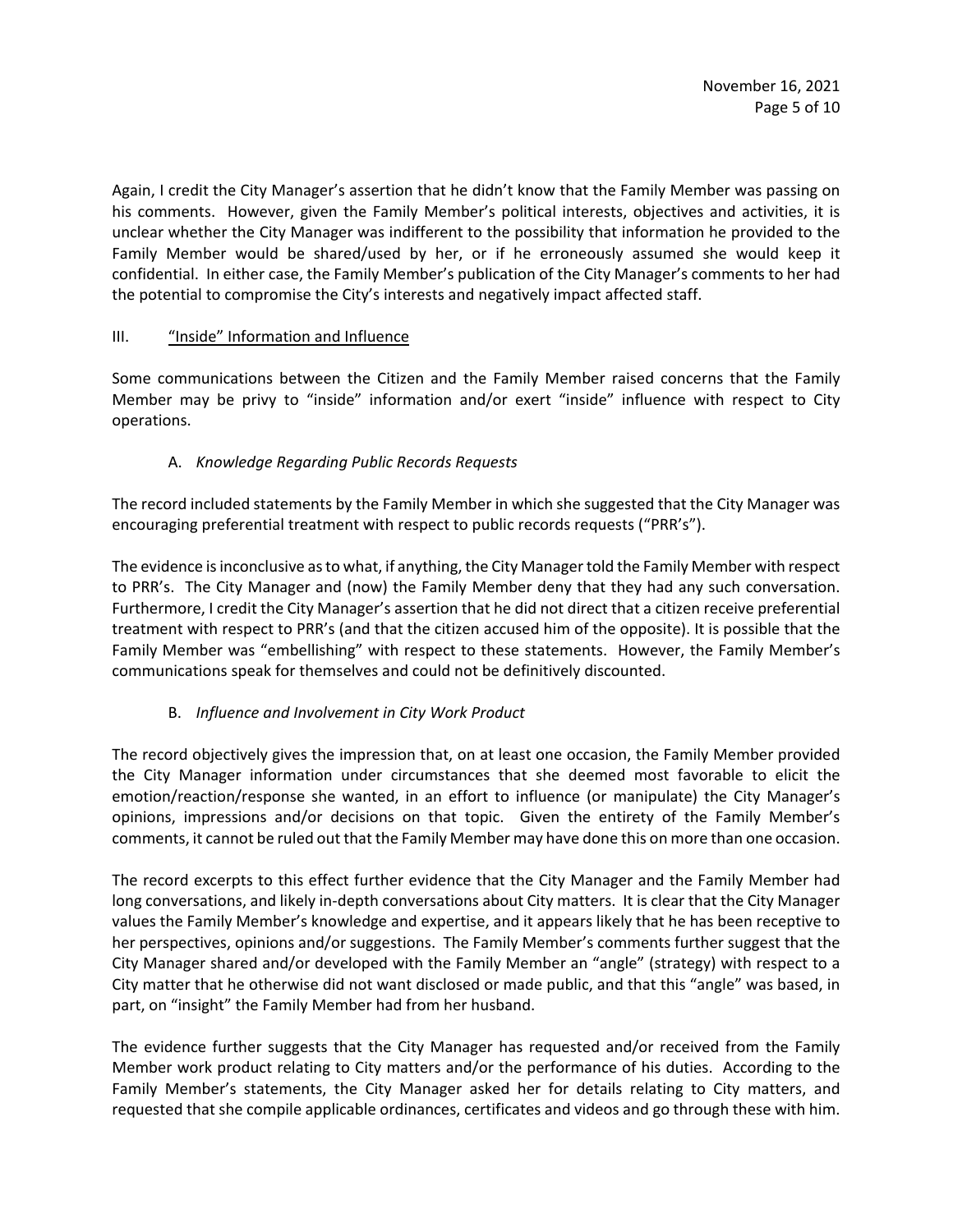Again, I credit the City Manager's assertion that he didn't know that the Family Member was passing on his comments. However, given the Family Member's political interests, objectives and activities, it is unclear whether the City Manager was indifferent to the possibility that information he provided to the Family Member would be shared/used by her, or if he erroneously assumed she would keep it confidential. In either case, the Family Member's publication of the City Manager's comments to her had the potential to compromise the City's interests and negatively impact affected staff.

## III. "Inside" Information and Influence

Some communications between the Citizen and the Family Member raised concerns that the Family Member may be privy to "inside" information and/or exert "inside" influence with respect to City operations.

### A. *Knowledge Regarding Public Records Requests*

The record included statements by the Family Member in which she suggested that the City Manager was encouraging preferential treatment with respect to public records requests ("PRR's").

The evidence is inconclusive as to what, if anything, the City Manager told the Family Member with respect to PRR's. The City Manager and (now) the Family Member deny that they had any such conversation. Furthermore, I credit the City Manager's assertion that he did not direct that a citizen receive preferential treatment with respect to PRR's (and that the citizen accused him of the opposite). It is possible that the Family Member was "embellishing" with respect to these statements. However, the Family Member's communications speak for themselves and could not be definitively discounted.

### B. *Influence and Involvement in City Work Product*

The record objectively gives the impression that, on at least one occasion, the Family Member provided the City Manager information under circumstances that she deemed most favorable to elicit the emotion/reaction/response she wanted, in an effort to influence (or manipulate) the City Manager's opinions, impressions and/or decisions on that topic. Given the entirety of the Family Member's comments, it cannot be ruled out that the Family Member may have done this on more than one occasion.

The record excerpts to this effect further evidence that the City Manager and the Family Member had long conversations, and likely in-depth conversations about City matters. It is clear that the City Manager values the Family Member's knowledge and expertise, and it appears likely that he has been receptive to her perspectives, opinions and/or suggestions. The Family Member's comments further suggest that the City Manager shared and/or developed with the Family Member an "angle" (strategy) with respect to a City matter that he otherwise did not want disclosed or made public, and that this "angle" was based, in part, on "insight" the Family Member had from her husband.

The evidence further suggests that the City Manager has requested and/or received from the Family Member work product relating to City matters and/or the performance of his duties. According to the Family Member's statements, the City Manager asked her for details relating to City matters, and requested that she compile applicable ordinances, certificates and videos and go through these with him.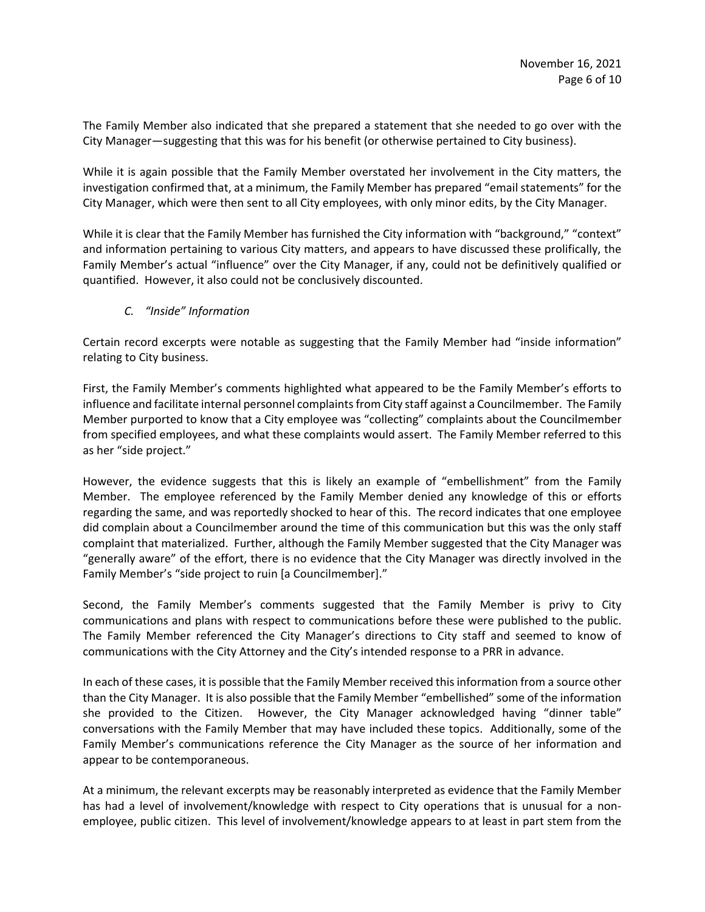The Family Member also indicated that she prepared a statement that she needed to go over with the City Manager—suggesting that this was for his benefit (or otherwise pertained to City business).

While it is again possible that the Family Member overstated her involvement in the City matters, the investigation confirmed that, at a minimum, the Family Member has prepared "email statements" for the City Manager, which were then sent to all City employees, with only minor edits, by the City Manager.

While it is clear that the Family Member has furnished the City information with "background," "context" and information pertaining to various City matters, and appears to have discussed these prolifically, the Family Member's actual "influence" over the City Manager, if any, could not be definitively qualified or quantified. However, it also could not be conclusively discounted.

### *C. "Inside" Information*

Certain record excerpts were notable as suggesting that the Family Member had "inside information" relating to City business.

First, the Family Member's comments highlighted what appeared to be the Family Member's efforts to influence and facilitate internal personnel complaints from City staff against a Councilmember. The Family Member purported to know that a City employee was "collecting" complaints about the Councilmember from specified employees, and what these complaints would assert. The Family Member referred to this as her "side project."

However, the evidence suggests that this is likely an example of "embellishment" from the Family Member. The employee referenced by the Family Member denied any knowledge of this or efforts regarding the same, and was reportedly shocked to hear of this. The record indicates that one employee did complain about a Councilmember around the time of this communication but this was the only staff complaint that materialized. Further, although the Family Member suggested that the City Manager was "generally aware" of the effort, there is no evidence that the City Manager was directly involved in the Family Member's "side project to ruin [a Councilmember]."

Second, the Family Member's comments suggested that the Family Member is privy to City communications and plans with respect to communications before these were published to the public. The Family Member referenced the City Manager's directions to City staff and seemed to know of communications with the City Attorney and the City's intended response to a PRR in advance.

In each of these cases, it is possible that the Family Member received this information from a source other than the City Manager. It is also possible that the Family Member "embellished" some of the information she provided to the Citizen. However, the City Manager acknowledged having "dinner table" conversations with the Family Member that may have included these topics. Additionally, some of the Family Member's communications reference the City Manager as the source of her information and appear to be contemporaneous.

At a minimum, the relevant excerpts may be reasonably interpreted as evidence that the Family Member has had a level of involvement/knowledge with respect to City operations that is unusual for a non-employee, public citizen. This level of involvement/knowledge appears to at least in part stem from the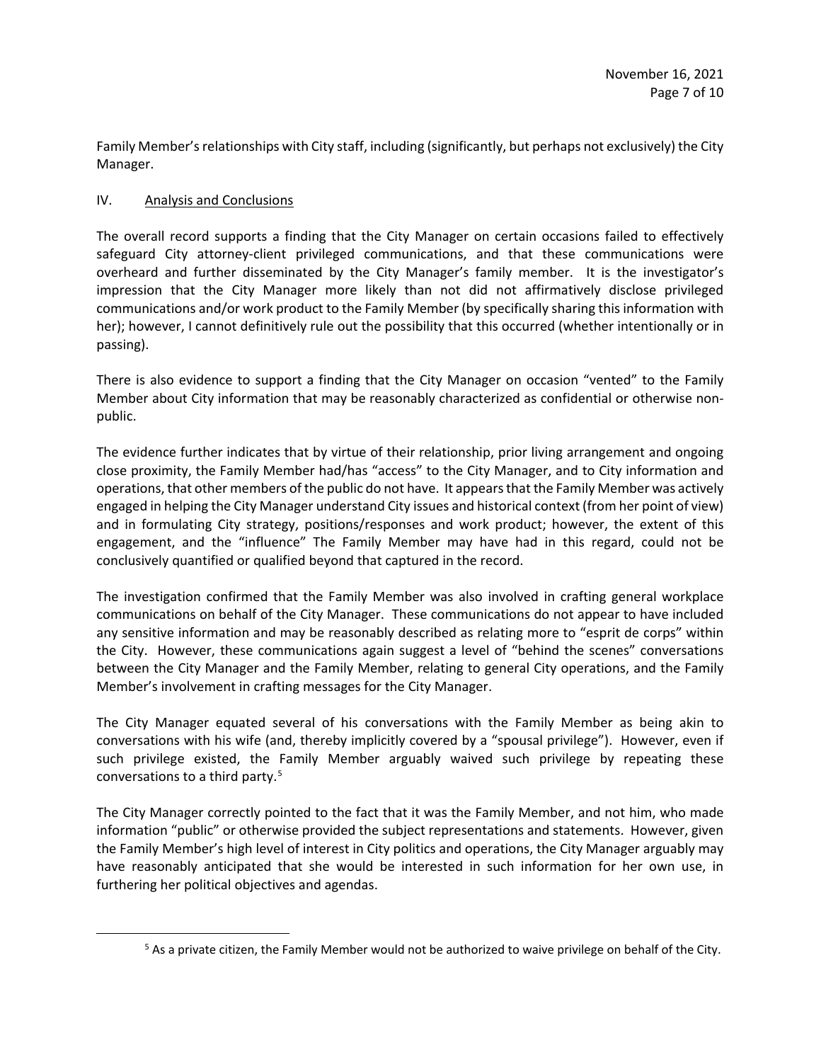Family Member's relationships with City staff, including (significantly, but perhaps not exclusively) the City Manager.

## IV. Analysis and Conclusions

The overall record supports a finding that the City Manager on certain occasions failed to effectively safeguard City attorney-client privileged communications, and that these communications were overheard and further disseminated by the City Manager's family member. It is the investigator's impression that the City Manager more likely than not did not affirmatively disclose privileged communications and/or work product to the Family Member (by specifically sharing this information with her); however, I cannot definitively rule out the possibility that this occurred (whether intentionally or in passing).

There is also evidence to support a finding that the City Manager on occasion "vented" to the Family Member about City information that may be reasonably characterized as confidential or otherwise non-public.

The evidence further indicates that by virtue of their relationship, prior living arrangement and ongoing close proximity, the Family Member had/has "access" to the City Manager, and to City information and operations, that other members of the public do not have. It appears that the Family Member was actively engaged in helping the City Manager understand City issues and historical context (from her point of view) and in formulating City strategy, positions/responses and work product; however, the extent of this engagement, and the "influence" The Family Member may have had in this regard, could not be conclusively quantified or qualified beyond that captured in the record.

The investigation confirmed that the Family Member was also involved in crafting general workplace communications on behalf of the City Manager. These communications do not appear to have included any sensitive information and may be reasonably described as relating more to "esprit de corps" within the City. However, these communications again suggest a level of "behind the scenes" conversations between the City Manager and the Family Member, relating to general City operations, and the Family Member's involvement in crafting messages for the City Manager.

The City Manager equated several of his conversations with the Family Member as being akin to conversations with his wife (and, thereby implicitly covered by a "spousal privilege"). However, even if such privilege existed, the Family Member arguably waived such privilege by repeating these conversations to a third party.[5]

The City Manager correctly pointed to the fact that it was the Family Member, and not him, who made information "public" or otherwise provided the subject representations and statements. However, given the Family Member's high level of interest in City politics and operations, the City Manager arguably may have reasonably anticipated that she would be interested in such information for her own use, in furthering her political objectives and agendas.

[5] As a private citizen, the Family Member would not be authorized to waive privilege on behalf of the City.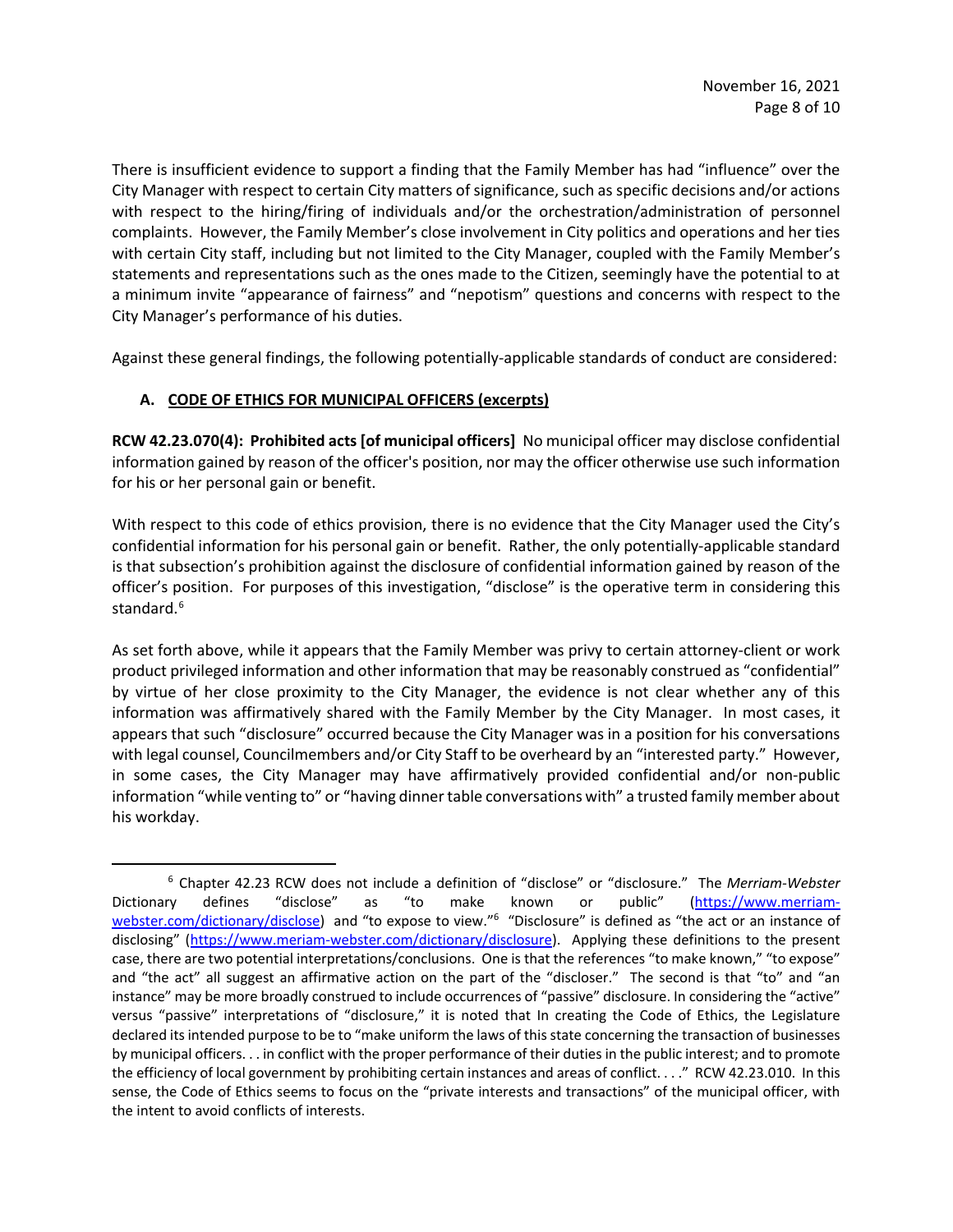There is insufficient evidence to support a finding that the Family Member has had "influence" over the City Manager with respect to certain City matters of significance, such as specific decisions and/or actions with respect to the hiring/firing of individuals and/or the orchestration/administration of personnel complaints. However, the Family Member's close involvement in City politics and operations and her ties with certain City staff, including but not limited to the City Manager, coupled with the Family Member's statements and representations such as the ones made to the Citizen, seemingly have the potential to at a minimum invite "appearance of fairness" and "nepotism" questions and concerns with respect to the City Manager's performance of his duties.

Against these general findings, the following potentially-applicable standards of conduct are considered:

### A. CODE OF ETHICS FOR MUNICIPAL OFFICERS (excerpts)

**RCW 42.23.070(4): Prohibited acts [of municipal officers]** No municipal officer may disclose confidential information gained by reason of the officer's position, nor may the officer otherwise use such information for his or her personal gain or benefit.

With respect to this code of ethics provision, there is no evidence that the City Manager used the City's confidential information for his personal gain or benefit. Rather, the only potentially-applicable standard is that subsection's prohibition against the disclosure of confidential information gained by reason of the officer's position. For purposes of this investigation, "disclose" is the operative term in considering this standard.[6]

As set forth above, while it appears that the Family Member was privy to certain attorney-client or work product privileged information and other information that may be reasonably construed as "confidential" by virtue of her close proximity to the City Manager, the evidence is not clear whether any of this information was affirmatively shared with the Family Member by the City Manager. In most cases, it appears that such "disclosure" occurred because the City Manager was in a position for his conversations with legal counsel, Councilmembers and/or City Staff to be overheard by an "interested party." However, in some cases, the City Manager may have affirmatively provided confidential and/or non-public information "while venting to" or "having dinner table conversations with" a trusted family member about his workday.

---

[6] Chapter 42.23 RCW does not include a definition of "disclose" or "disclosure." The *Merriam-Webster* Dictionary defines "disclose" as "to make known or public" (https://www.merriam-webster.com/dictionary/disclose) and "to expose to view."[6] "Disclosure" is defined as "the act or an instance of disclosing" (https://www.meriam-webster.com/dictionary/disclosure). Applying these definitions to the present case, there are two potential interpretations/conclusions. One is that the references "to make known," "to expose" and "the act" all suggest an affirmative action on the part of the "discloser." The second is that "to" and "an instance" may be more broadly construed to include occurrences of "passive" disclosure. In considering the "active" versus "passive" interpretations of "disclosure," it is noted that In creating the Code of Ethics, the Legislature declared its intended purpose to be to "make uniform the laws of this state concerning the transaction of businesses by municipal officers. . . in conflict with the proper performance of their duties in the public interest; and to promote the efficiency of local government by prohibiting certain instances and areas of conflict. . . ." RCW 42.23.010. In this sense, the Code of Ethics seems to focus on the "private interests and transactions" of the municipal officer, with the intent to avoid conflicts of interests.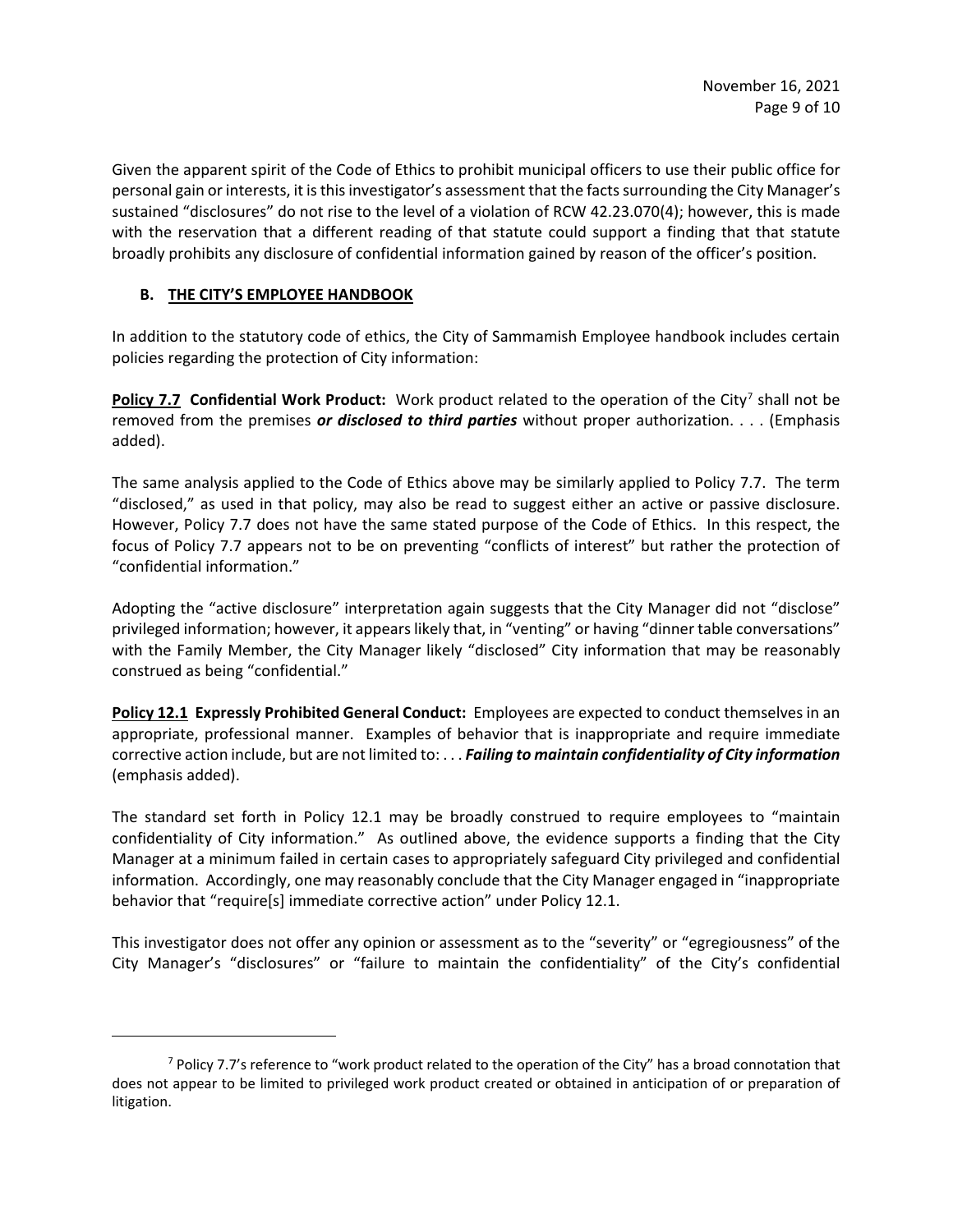Given the apparent spirit of the Code of Ethics to prohibit municipal officers to use their public office for personal gain or interests, it is this investigator's assessment that the facts surrounding the City Manager's sustained "disclosures" do not rise to the level of a violation of RCW 42.23.070(4); however, this is made with the reservation that a different reading of that statute could support a finding that that statute broadly prohibits any disclosure of confidential information gained by reason of the officer's position.

### B. <u>THE CITY'S EMPLOYEE HANDBOOK</u>

In addition to the statutory code of ethics, the City of Sammamish Employee handbook includes certain policies regarding the protection of City information:

**<u>Policy 7.7</u> Confidential Work Product:** Work product related to the operation of the City[7] shall not be removed from the premises ***or disclosed to third parties*** without proper authorization. . . . (Emphasis added).

The same analysis applied to the Code of Ethics above may be similarly applied to Policy 7.7. The term "disclosed," as used in that policy, may also be read to suggest either an active or passive disclosure. However, Policy 7.7 does not have the same stated purpose of the Code of Ethics. In this respect, the focus of Policy 7.7 appears not to be on preventing "conflicts of interest" but rather the protection of "confidential information."

Adopting the "active disclosure" interpretation again suggests that the City Manager did not "disclose" privileged information; however, it appears likely that, in "venting" or having "dinner table conversations" with the Family Member, the City Manager likely "disclosed" City information that may be reasonably construed as being "confidential."

**<u>Policy 12.1</u> Expressly Prohibited General Conduct:** Employees are expected to conduct themselves in an appropriate, professional manner. Examples of behavior that is inappropriate and require immediate corrective action include, but are not limited to: . . . ***Failing to maintain confidentiality of City information*** (emphasis added).

The standard set forth in Policy 12.1 may be broadly construed to require employees to "maintain confidentiality of City information." As outlined above, the evidence supports a finding that the City Manager at a minimum failed in certain cases to appropriately safeguard City privileged and confidential information. Accordingly, one may reasonably conclude that the City Manager engaged in "inappropriate behavior that "require[s] immediate corrective action" under Policy 12.1.

This investigator does not offer any opinion or assessment as to the "severity" or "egregiousness" of the City Manager's "disclosures" or "failure to maintain the confidentiality" of the City's confidential

[7] Policy 7.7's reference to "work product related to the operation of the City" has a broad connotation that does not appear to be limited to privileged work product created or obtained in anticipation of or preparation of litigation.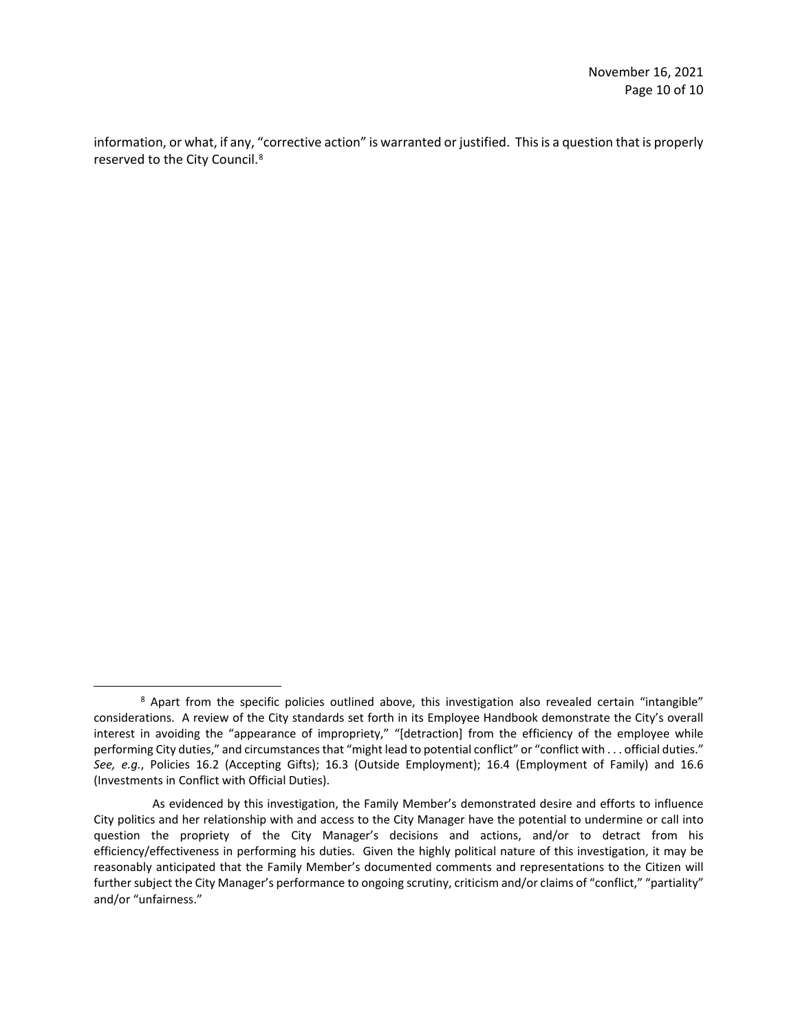information, or what, if any, "corrective action" is warranted or justified. This is a question that is properly reserved to the City Council.[8]

---

[8] Apart from the specific policies outlined above, this investigation also revealed certain "intangible" considerations. A review of the City standards set forth in its Employee Handbook demonstrate the City's overall interest in avoiding the "appearance of impropriety," "[detraction] from the efficiency of the employee while performing City duties," and circumstances that "might lead to potential conflict" or "conflict with . . . official duties." *See, e.g.*, Policies 16.2 (Accepting Gifts); 16.3 (Outside Employment); 16.4 (Employment of Family) and 16.6 (Investments in Conflict with Official Duties).

As evidenced by this investigation, the Family Member's demonstrated desire and efforts to influence City politics and her relationship with and access to the City Manager have the potential to undermine or call into question the propriety of the City Manager's decisions and actions, and/or to detract from his efficiency/effectiveness in performing his duties. Given the highly political nature of this investigation, it may be reasonably anticipated that the Family Member's documented comments and representations to the Citizen will further subject the City Manager's performance to ongoing scrutiny, criticism and/or claims of "conflict," "partiality" and/or "unfairness."